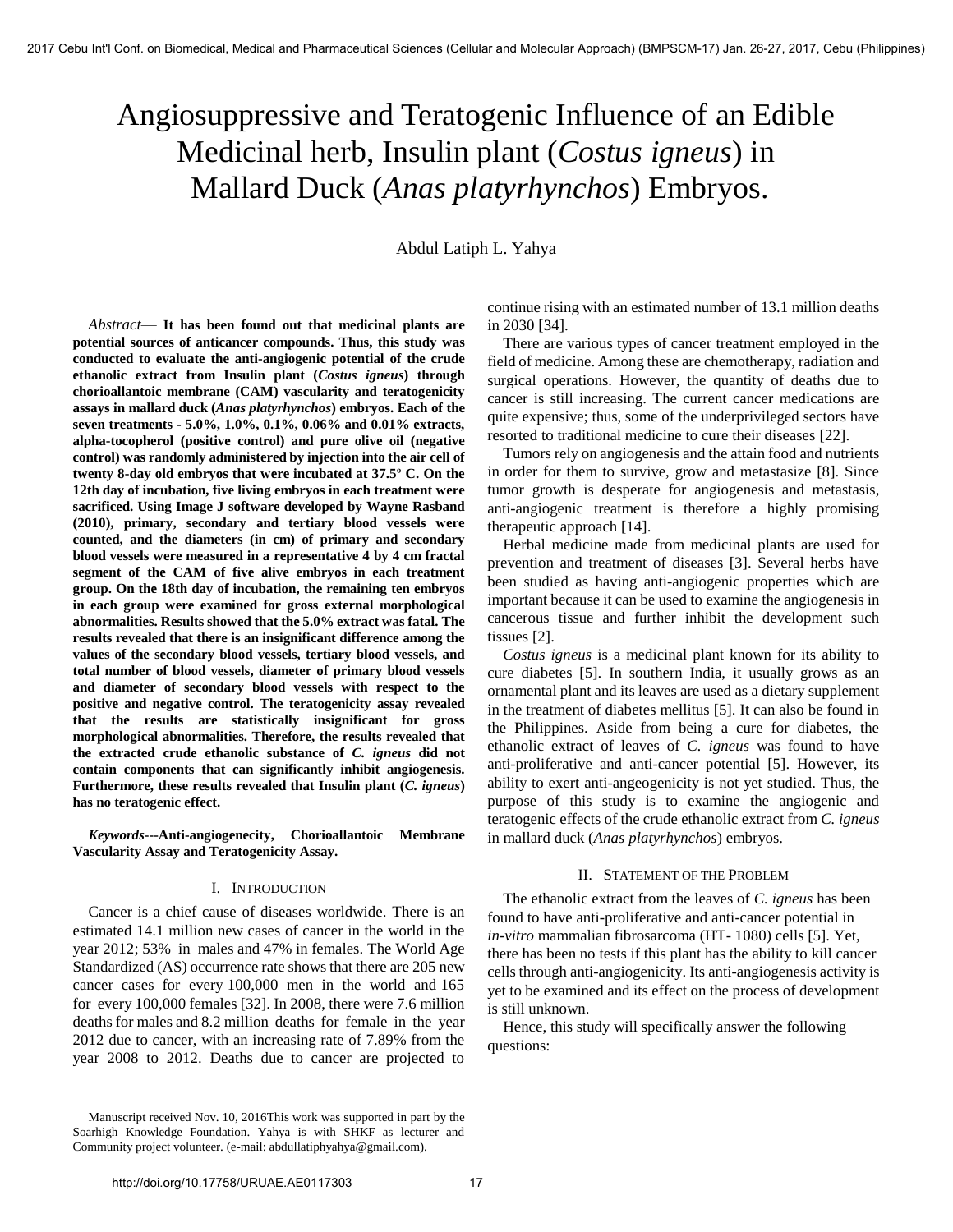# Angiosuppressive and Teratogenic Influence of an Edible Medicinal herb, Insulin plant (*Costus igneus*) in Mallard Duck (*Anas platyrhynchos*) Embryos.

Abdul Latiph L. Yahya

*Abstract*— **It has been found out that medicinal plants are potential sources of anticancer compounds. Thus, this study was conducted to evaluate the anti-angiogenic potential of the crude ethanolic extract from Insulin plant (*Costus igneus*) through chorioallantoic membrane (CAM) vascularity and teratogenicity assays in mallard duck (*Anas platyrhynchos*) embryos. Each of the seven treatments - 5.0%, 1.0%, 0.1%, 0.06% and 0.01% extracts, alpha-tocopherol (positive control) and pure olive oil (negative control) was randomly administered by injection into the air cell of twenty 8-day old embryos that were incubated at 37.5º C. On the 12th day of incubation, five living embryos in each treatment were sacrificed. Using Image J software developed by Wayne Rasband (2010), primary, secondary and tertiary blood vessels were counted, and the diameters (in cm) of primary and secondary blood vessels were measured in a representative 4 by 4 cm fractal segment of the CAM of five alive embryos in each treatment group. On the 18th day of incubation, the remaining ten embryos in each group were examined for gross external morphological abnormalities. Results showed that the 5.0% extract was fatal. The results revealed that there is an insignificant difference among the values of the secondary blood vessels, tertiary blood vessels, and total number of blood vessels, diameter of primary blood vessels and diameter of secondary blood vessels with respect to the positive and negative control. The teratogenicity assay revealed that the results are statistically insignificant for gross morphological abnormalities. Therefore, the results revealed that the extracted crude ethanolic substance of *C. igneus* did not contain components that can significantly inhibit angiogenesis. Furthermore, these results revealed that Insulin plant (*C. igneus*) has no teratogenic effect.**

*Keywords*---**Anti-angiogenecity, Chorioallantoic Membrane Vascularity Assay and Teratogenicity Assay.**

## I. Introduction

Cancer is a chief cause of diseases worldwide. There is an estimated 14.1 million new cases of cancer in the world in the year 2012; 53% in males and 47% in females. The World Age Standardized (AS) occurrence rate shows that there are 205 new cancer cases for every 100,000 men in the world and 165 for every 100,000 females [32]. In 2008, there were 7.6 million deaths for males and 8.2 million deaths for female in the year 2012 due to cancer, with an increasing rate of 7.89% from the year 2008 to 2012. Deaths due to cancer are projected to continue rising with an estimated number of 13.1 million deaths in 2030 [34].

There are various types of cancer treatment employed in the field of medicine. Among these are chemotherapy, radiation and surgical operations. However, the quantity of deaths due to cancer is still increasing. The current cancer medications are quite expensive; thus, some of the underprivileged sectors have resorted to traditional medicine to cure their diseases [22].

Tumors rely on angiogenesis and the attain food and nutrients in order for them to survive, grow and metastasize [8]. Since tumor growth is desperate for angiogenesis and metastasis, anti-angiogenic treatment is therefore a highly promising therapeutic approach [14].

Herbal medicine made from medicinal plants are used for prevention and treatment of diseases [3]. Several herbs have been studied as having anti-angiogenic properties which are important because it can be used to examine the angiogenesis in cancerous tissue and further inhibit the development such tissues [2].

*Costus igneus* is a medicinal plant known for its ability to cure diabetes [5]. In southern India, it usually grows as an ornamental plant and its leaves are used as a dietary supplement in the treatment of diabetes mellitus [5]. It can also be found in the Philippines. Aside from being a cure for diabetes, the ethanolic extract of leaves of *C. igneus* was found to have anti-proliferative and anti-cancer potential [5]. However, its ability to exert anti-angeogenicity is not yet studied. Thus, the purpose of this study is to examine the angiogenic and teratogenic effects of the crude ethanolic extract from *C. igneus* in mallard duck (*Anas platyrhynchos*) embryos.

## II. Statement of the Problem

The ethanolic extract from the leaves of *C. igneus* has been found to have anti-proliferative and anti-cancer potential in *in-vitro* mammalian fibrosarcoma (HT- 1080) cells [5]. Yet, there has been no tests if this plant has the ability to kill cancer cells through anti-angiogenicity. Its anti-angiogenesis activity is yet to be examined and its effect on the process of development is still unknown.

Hence, this study will specifically answer the following questions:

Manuscript received Nov. 10, 2016This work was supported in part by the Soarhigh Knowledge Foundation. Yahya is with SHKF as lecturer and Community project volunteer. (e-mail: abdullatiphyahya@gmail.com).

http://doi.org/10.17758/URUAE.AE0117303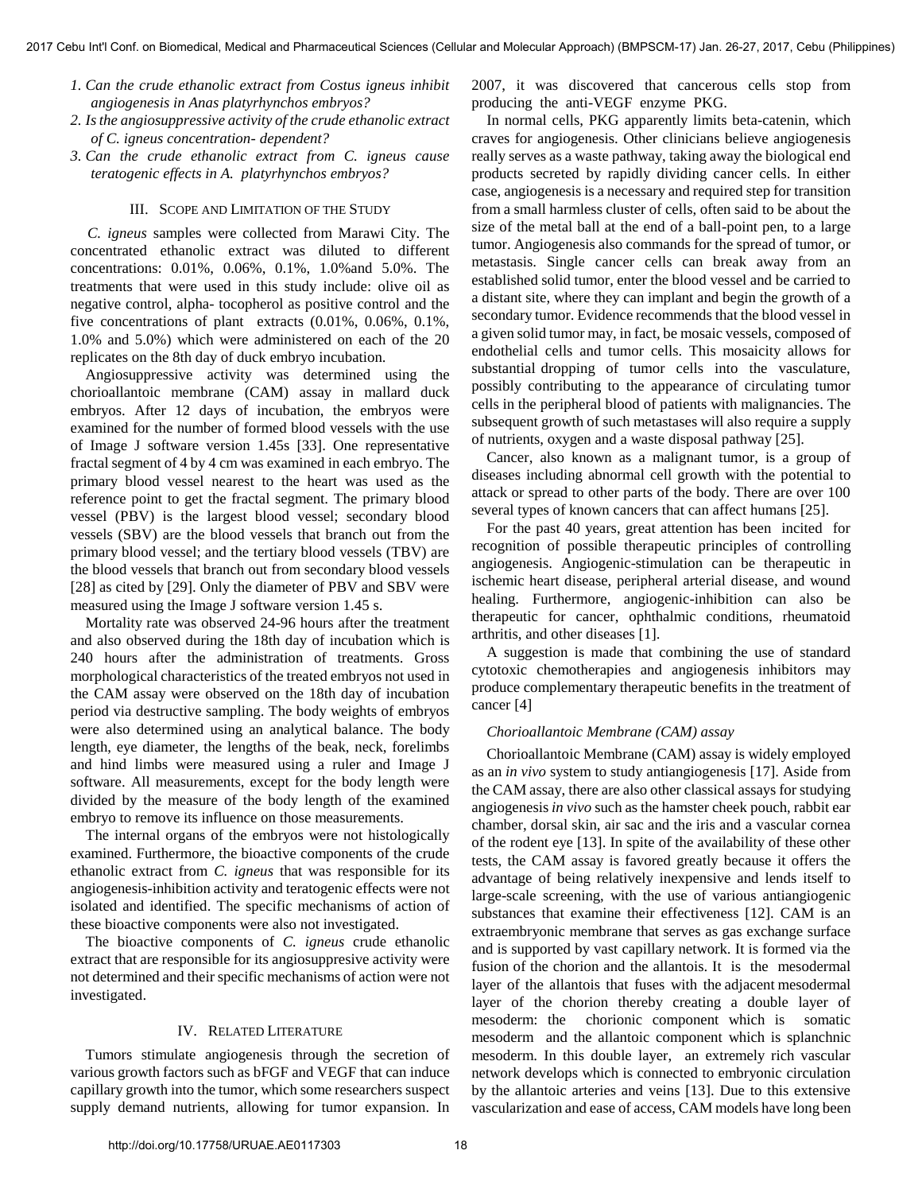1. *Can the crude ethanolic extract from Costus igneus inhibit angiogenesis in Anas platyrhynchos embryos?*
2. *Is the angiosuppressive activity of the crude ethanolic extract of C. igneus concentration- dependent?*
3. *Can the crude ethanolic extract from C. igneus cause teratogenic effects in A. platyrhynchos embryos?*

## III. Scope and Limitation of the Study

*C. igneus* samples were collected from Marawi City. The concentrated ethanolic extract was diluted to different concentrations: 0.01%, 0.06%, 0.1%, 1.0%and 5.0%. The treatments that were used in this study include: olive oil as negative control, alpha- tocopherol as positive control and the five concentrations of plant extracts (0.01%, 0.06%, 0.1%, 1.0% and 5.0%) which were administered on each of the 20 replicates on the 8th day of duck embryo incubation.

Angiosuppressive activity was determined using the chorioallantoic membrane (CAM) assay in mallard duck embryos. After 12 days of incubation, the embryos were examined for the number of formed blood vessels with the use of Image J software version 1.45s [33]. One representative fractal segment of 4 by 4 cm was examined in each embryo. The primary blood vessel nearest to the heart was used as the reference point to get the fractal segment. The primary blood vessel (PBV) is the largest blood vessel; secondary blood vessels (SBV) are the blood vessels that branch out from the primary blood vessel; and the tertiary blood vessels (TBV) are the blood vessels that branch out from secondary blood vessels [28] as cited by [29]. Only the diameter of PBV and SBV were measured using the Image J software version 1.45 s.

Mortality rate was observed 24-96 hours after the treatment and also observed during the 18th day of incubation which is 240 hours after the administration of treatments. Gross morphological characteristics of the treated embryos not used in the CAM assay were observed on the 18th day of incubation period via destructive sampling. The body weights of embryos were also determined using an analytical balance. The body length, eye diameter, the lengths of the beak, neck, forelimbs and hind limbs were measured using a ruler and Image J software. All measurements, except for the body length were divided by the measure of the body length of the examined embryo to remove its influence on those measurements.

The internal organs of the embryos were not histologically examined. Furthermore, the bioactive components of the crude ethanolic extract from *C. igneus* that was responsible for its angiogenesis-inhibition activity and teratogenic effects were not isolated and identified. The specific mechanisms of action of these bioactive components were also not investigated.

The bioactive components of *C. igneus* crude ethanolic extract that are responsible for its angiosuppresive activity were not determined and their specific mechanisms of action were not investigated.

## IV. Related Literature

Tumors stimulate angiogenesis through the secretion of various growth factors such as bFGF and VEGF that can induce capillary growth into the tumor, which some researchers suspect supply demand nutrients, allowing for tumor expansion. In 2007, it was discovered that cancerous cells stop from producing the anti-VEGF enzyme PKG.

In normal cells, PKG apparently limits beta-catenin, which craves for angiogenesis. Other clinicians believe angiogenesis really serves as a waste pathway, taking away the biological end products secreted by rapidly dividing cancer cells. In either case, angiogenesis is a necessary and required step for transition from a small harmless cluster of cells, often said to be about the size of the metal ball at the end of a ball-point pen, to a large tumor. Angiogenesis also commands for the spread of tumor, or metastasis. Single cancer cells can break away from an established solid tumor, enter the blood vessel and be carried to a distant site, where they can implant and begin the growth of a secondary tumor. Evidence recommends that the blood vessel in a given solid tumor may, in fact, be mosaic vessels, composed of endothelial cells and tumor cells. This mosaicity allows for substantial dropping of tumor cells into the vasculature, possibly contributing to the appearance of circulating tumor cells in the peripheral blood of patients with malignancies. The subsequent growth of such metastases will also require a supply of nutrients, oxygen and a waste disposal pathway [25].

Cancer, also known as a malignant tumor, is a group of diseases including abnormal cell growth with the potential to attack or spread to other parts of the body. There are over 100 several types of known cancers that can affect humans [25].

For the past 40 years, great attention has been incited for recognition of possible therapeutic principles of controlling angiogenesis. Angiogenic-stimulation can be therapeutic in ischemic heart disease, peripheral arterial disease, and wound healing. Furthermore, angiogenic-inhibition can also be therapeutic for cancer, ophthalmic conditions, rheumatoid arthritis, and other diseases [1].

A suggestion is made that combining the use of standard cytotoxic chemotherapies and angiogenesis inhibitors may produce complementary therapeutic benefits in the treatment of cancer [4]

### *Chorioallantoic Membrane (CAM) assay*

Chorioallantoic Membrane (CAM) assay is widely employed as an *in vivo* system to study antiangiogenesis [17]. Aside from the CAM assay, there are also other classical assays for studying angiogenesis *in vivo* such as the hamster cheek pouch, rabbit ear chamber, dorsal skin, air sac and the iris and a vascular cornea of the rodent eye [13]. In spite of the availability of these other tests, the CAM assay is favored greatly because it offers the advantage of being relatively inexpensive and lends itself to large-scale screening, with the use of various antiangiogenic substances that examine their effectiveness [12]. CAM is an extraembryonic membrane that serves as gas exchange surface and is supported by vast capillary network. It is formed via the fusion of the chorion and the allantois. It is the mesodermal layer of the allantois that fuses with the adjacent mesodermal layer of the chorion thereby creating a double layer of mesoderm: the chorionic component which is somatic mesoderm and the allantoic component which is splanchnic mesoderm. In this double layer, an extremely rich vascular network develops which is connected to embryonic circulation by the allantoic arteries and veins [13]. Due to this extensive vascularization and ease of access, CAM models have long been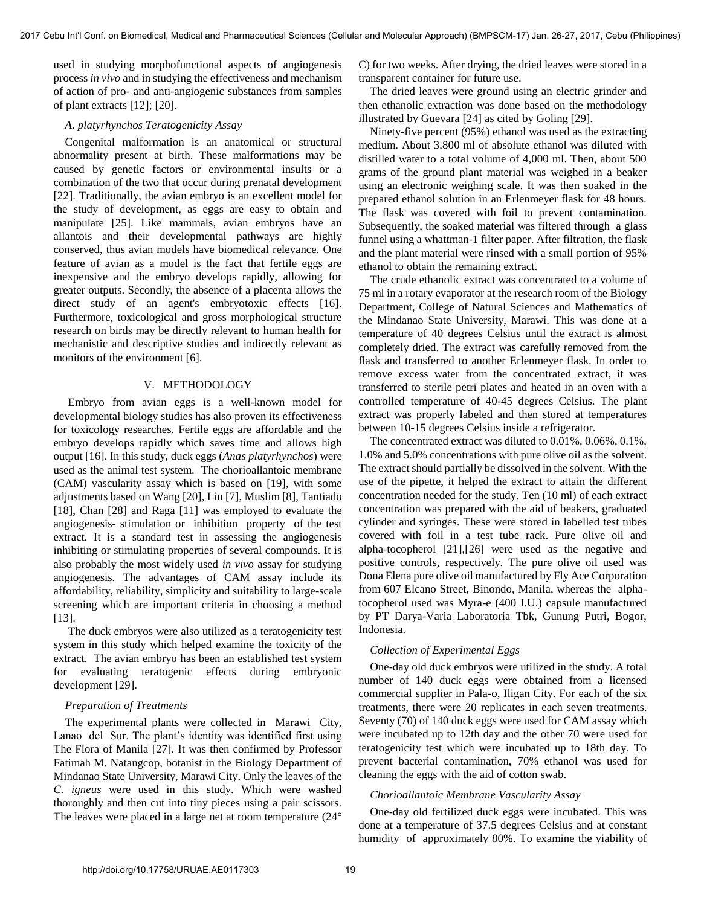used in studying morphofunctional aspects of angiogenesis process *in vivo* and in studying the effectiveness and mechanism of action of pro- and anti-angiogenic substances from samples of plant extracts [12]; [20].

### *A. platyrhynchos* Teratogenicity Assay

Congenital malformation is an anatomical or structural abnormality present at birth. These malformations may be caused by genetic factors or environmental insults or a combination of the two that occur during prenatal development [22]. Traditionally, the avian embryo is an excellent model for the study of development, as eggs are easy to obtain and manipulate [25]. Like mammals, avian embryos have an allantois and their developmental pathways are highly conserved, thus avian models have biomedical relevance. One feature of avian as a model is the fact that fertile eggs are inexpensive and the embryo develops rapidly, allowing for greater outputs. Secondly, the absence of a placenta allows the direct study of an agent's embryotoxic effects [16]. Furthermore, toxicological and gross morphological structure research on birds may be directly relevant to human health for mechanistic and descriptive studies and indirectly relevant as monitors of the environment [6].

## V. METHODOLOGY

Embryo from avian eggs is a well-known model for developmental biology studies has also proven its effectiveness for toxicology researches. Fertile eggs are affordable and the embryo develops rapidly which saves time and allows high output [16]. In this study, duck eggs (*Anas platyrhynchos*) were used as the animal test system. The chorioallantoic membrane (CAM) vascularity assay which is based on [19], with some adjustments based on Wang [20], Liu [7], Muslim [8], Tantiado [18], Chan [28] and Raga [11] was employed to evaluate the angiogenesis- stimulation or inhibition property of the test extract. It is a standard test in assessing the angiogenesis inhibiting or stimulating properties of several compounds. It is also probably the most widely used *in vivo* assay for studying angiogenesis. The advantages of CAM assay include its affordability, reliability, simplicity and suitability to large-scale screening which are important criteria in choosing a method [13].

The duck embryos were also utilized as a teratogenicity test system in this study which helped examine the toxicity of the extract. The avian embryo has been an established test system for evaluating teratogenic effects during embryonic development [29].

### *Preparation of Treatments*

The experimental plants were collected in Marawi City, Lanao del Sur. The plant's identity was identified first using The Flora of Manila [27]. It was then confirmed by Professor Fatimah M. Natangcop, botanist in the Biology Department of Mindanao State University, Marawi City. Only the leaves of the *C. igneus* were used in this study. Which were washed thoroughly and then cut into tiny pieces using a pair scissors. The leaves were placed in a large net at room temperature (24° C) for two weeks. After drying, the dried leaves were stored in a transparent container for future use.

The dried leaves were ground using an electric grinder and then ethanolic extraction was done based on the methodology illustrated by Guevara [24] as cited by Goling [29].

Ninety-five percent (95%) ethanol was used as the extracting medium. About 3,800 ml of absolute ethanol was diluted with distilled water to a total volume of 4,000 ml. Then, about 500 grams of the ground plant material was weighed in a beaker using an electronic weighing scale. It was then soaked in the prepared ethanol solution in an Erlenmeyer flask for 48 hours. The flask was covered with foil to prevent contamination. Subsequently, the soaked material was filtered through a glass funnel using a whattman-1 filter paper. After filtration, the flask and the plant material were rinsed with a small portion of 95% ethanol to obtain the remaining extract.

The crude ethanolic extract was concentrated to a volume of 75 ml in a rotary evaporator at the research room of the Biology Department, College of Natural Sciences and Mathematics of the Mindanao State University, Marawi. This was done at a temperature of 40 degrees Celsius until the extract is almost completely dried. The extract was carefully removed from the flask and transferred to another Erlenmeyer flask. In order to remove excess water from the concentrated extract, it was transferred to sterile petri plates and heated in an oven with a controlled temperature of 40-45 degrees Celsius. The plant extract was properly labeled and then stored at temperatures between 10-15 degrees Celsius inside a refrigerator.

The concentrated extract was diluted to 0.01%, 0.06%, 0.1%, 1.0% and 5.0% concentrations with pure olive oil as the solvent. The extract should partially be dissolved in the solvent. With the use of the pipette, it helped the extract to attain the different concentration needed for the study. Ten (10 ml) of each extract concentration was prepared with the aid of beakers, graduated cylinder and syringes. These were stored in labelled test tubes covered with foil in a test tube rack. Pure olive oil and alpha-tocopherol [21],[26] were used as the negative and positive controls, respectively. The pure olive oil used was Dona Elena pure olive oil manufactured by Fly Ace Corporation from 607 Elcano Street, Binondo, Manila, whereas the alpha-tocopherol used was Myra-e (400 I.U.) capsule manufactured by PT Darya-Varia Laboratoria Tbk, Gunung Putri, Bogor, Indonesia.

### *Collection of Experimental Eggs*

One-day old duck embryos were utilized in the study. A total number of 140 duck eggs were obtained from a licensed commercial supplier in Pala-o, Iligan City. For each of the six treatments, there were 20 replicates in each seven treatments. Seventy (70) of 140 duck eggs were used for CAM assay which were incubated up to 12th day and the other 70 were used for teratogenicity test which were incubated up to 18th day. To prevent bacterial contamination, 70% ethanol was used for cleaning the eggs with the aid of cotton swab.

### *Chorioallantoic Membrane Vascularity Assay*

One-day old fertilized duck eggs were incubated. This was done at a temperature of 37.5 degrees Celsius and at constant humidity of approximately 80%. To examine the viability of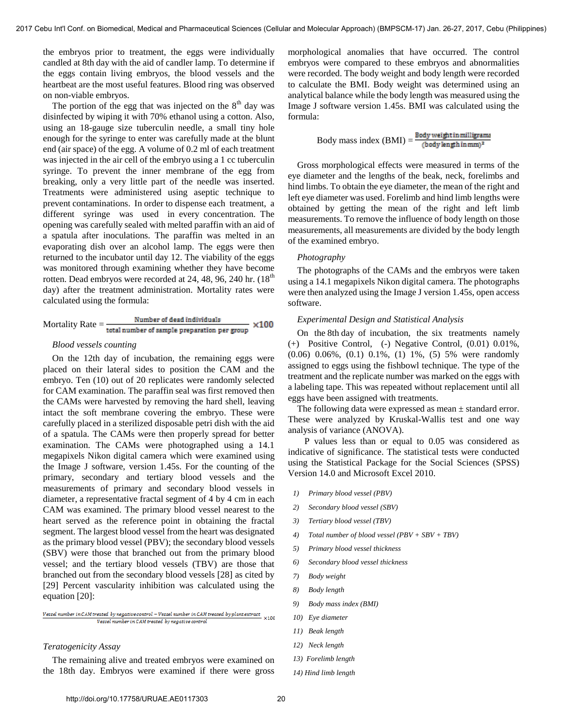the embryos prior to treatment, the eggs were individually candled at 8th day with the aid of candler lamp. To determine if the eggs contain living embryos, the blood vessels and the heartbeat are the most useful features. Blood ring was observed on non-viable embryos.

The portion of the egg that was injected on the 8th day was disinfected by wiping it with 70% ethanol using a cotton. Also, using an 18-gauge size tuberculin needle, a small tiny hole enough for the syringe to enter was carefully made at the blunt end (air space) of the egg. A volume of 0.2 ml of each treatment was injected in the air cell of the embryo using a 1 cc tuberculin syringe. To prevent the inner membrane of the egg from breaking, only a very little part of the needle was inserted. Treatments were administered using aseptic technique to prevent contaminations. In order to dispense each treatment, a different syringe was used in every concentration. The opening was carefully sealed with melted paraffin with an aid of a spatula after inoculations. The paraffin was melted in an evaporating dish over an alcohol lamp. The eggs were then returned to the incubator until day 12. The viability of the eggs was monitored through examining whether they have become rotten. Dead embryos were recorded at 24, 48, 96, 240 hr. (18th day) after the treatment administration. Mortality rates were calculated using the formula:

$$\text{Mortality Rate} = \frac{\text{Number of dead individuals}}{\text{total number of sample preparation per group}} \times 100$$

*Blood vessels counting*

On the 12th day of incubation, the remaining eggs were placed on their lateral sides to position the CAM and the embryo. Ten (10) out of 20 replicates were randomly selected for CAM examination. The paraffin seal was first removed then the CAMs were harvested by removing the hard shell, leaving intact the soft membrane covering the embryo. These were carefully placed in a sterilized disposable petri dish with the aid of a spatula. The CAMs were then properly spread for better examination. The CAMs were photographed using a 14.1 megapixels Nikon digital camera which were examined using the Image J software, version 1.45s. For the counting of the primary, secondary and tertiary blood vessels and the measurements of primary and secondary blood vessels in diameter, a representative fractal segment of 4 by 4 cm in each CAM was examined. The primary blood vessel nearest to the heart served as the reference point in obtaining the fractal segment. The largest blood vessel from the heart was designated as the primary blood vessel (PBV); the secondary blood vessels (SBV) were those that branched out from the primary blood vessel; and the tertiary blood vessels (TBV) are those that branched out from the secondary blood vessels [28] as cited by [29] Percent vascularity inhibition was calculated using the equation [20]:

$$\frac{\text{Vessel number in CAM treated by negative control} - \text{Vessel number in CAM treated by plant extract}}{\text{Vessel number in CAM treated by negative control}} \times 100$$

*Teratogenicity Assay*

The remaining alive and treated embryos were examined on the 18th day. Embryos were examined if there were gross morphological anomalies that have occurred. The control embryos were compared to these embryos and abnormalities were recorded. The body weight and body length were recorded to calculate the BMI. Body weight was determined using an analytical balance while the body length was measured using the Image J software version 1.45s. BMI was calculated using the formula:

$$\text{Body mass index (BMI)} = \frac{\text{Body weight in milligrams}}{(\text{body length in mm})^2}$$

Gross morphological effects were measured in terms of the eye diameter and the lengths of the beak, neck, forelimbs and hind limbs. To obtain the eye diameter, the mean of the right and left eye diameter was used. Forelimb and hind limb lengths were obtained by getting the mean of the right and left limb measurements. To remove the influence of body length on those measurements, all measurements are divided by the body length of the examined embryo.

*Photography*

The photographs of the CAMs and the embryos were taken using a 14.1 megapixels Nikon digital camera. The photographs were then analyzed using the Image J version 1.45s, open access software.

*Experimental Design and Statistical Analysis*

On the 8th day of incubation, the six treatments namely (+) Positive Control, (-) Negative Control, (0.01) 0.01%, (0.06) 0.06%, (0.1) 0.1%, (1) 1%, (5) 5% were randomly assigned to eggs using the fishbowl technique. The type of the treatment and the replicate number was marked on the eggs with a labeling tape. This was repeated without replacement until all eggs have been assigned with treatments.

The following data were expressed as mean ± standard error. These were analyzed by Kruskal-Wallis test and one way analysis of variance (ANOVA).

P values less than or equal to 0.05 was considered as indicative of significance. The statistical tests were conducted using the Statistical Package for the Social Sciences (SPSS) Version 14.0 and Microsoft Excel 2010.

1) *Primary blood vessel (PBV)*
2) *Secondary blood vessel (SBV)*
3) *Tertiary blood vessel (TBV)*
4) *Total number of blood vessel (PBV + SBV + TBV)*
5) *Primary blood vessel thickness*
6) *Secondary blood vessel thickness*
7) *Body weight*
8) *Body length*
9) *Body mass index (BMI)*
10) *Eye diameter*
11) *Beak length*
12) *Neck length*
13) *Forelimb length*
14) *Hind limb length*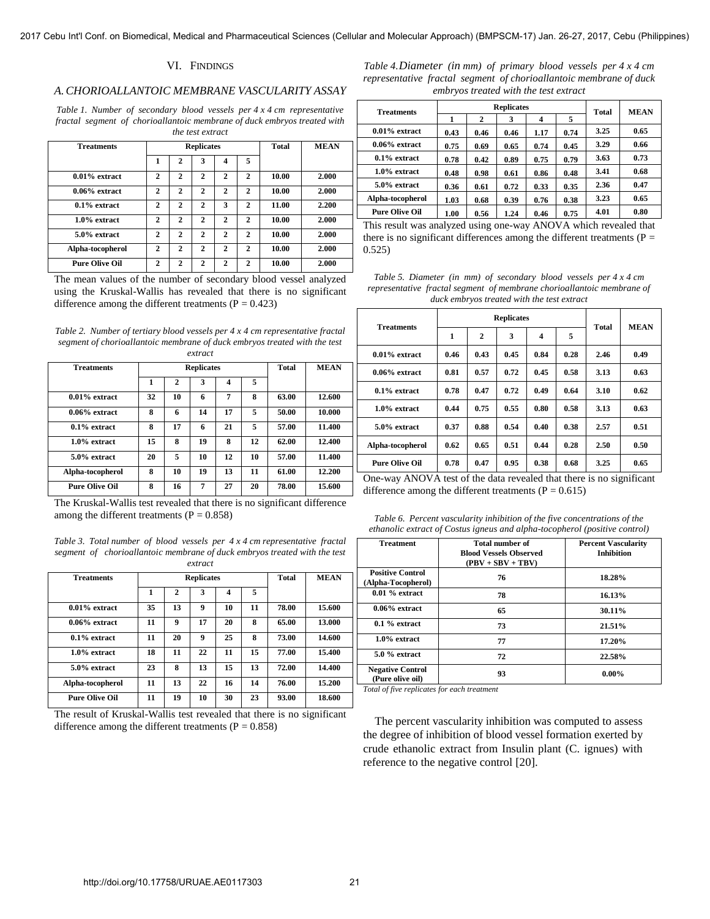## VI. Findings

### A. Chorioallantoic Membrane Vascularity Assay

*Table 1. Number of secondary blood vessels per 4 x 4 cm representative fractal segment of chorioallantoic membrane of duck embryos treated with the test extract*

| Treatments | Replicates | | | | | Total | MEAN |
|---|---|---|---|---|---|---|---|
| | 1 | 2 | 3 | 4 | 5 | | |
| 0.01% extract | 2 | 2 | 2 | 2 | 2 | 10.00 | 2.000 |
| 0.06% extract | 2 | 2 | 2 | 2 | 2 | 10.00 | 2.000 |
| 0.1% extract | 2 | 2 | 2 | 3 | 2 | 11.00 | 2.200 |
| 1.0% extract | 2 | 2 | 2 | 2 | 2 | 10.00 | 2.000 |
| 5.0% extract | 2 | 2 | 2 | 2 | 2 | 10.00 | 2.000 |
| Alpha-tocopherol | 2 | 2 | 2 | 2 | 2 | 10.00 | 2.000 |
| Pure Olive Oil | 2 | 2 | 2 | 2 | 2 | 10.00 | 2.000 |

The mean values of the number of secondary blood vessel analyzed using the Kruskal-Wallis has revealed that there is no significant difference among the different treatments ($P = 0.423$)

*Table 2. Number of tertiary blood vessels per 4 x 4 cm representative fractal segment of chorioallantoic membrane of duck embryos treated with the test extract*

| Treatments | Replicates | | | | | Total | MEAN |
|---|---|---|---|---|---|---|---|
| | 1 | 2 | 3 | 4 | 5 | | |
| 0.01% extract | 32 | 10 | 6 | 7 | 8 | 63.00 | 12.600 |
| 0.06% extract | 8 | 6 | 14 | 17 | 5 | 50.00 | 10.000 |
| 0.1% extract | 8 | 17 | 6 | 21 | 5 | 57.00 | 11.400 |
| 1.0% extract | 15 | 8 | 19 | 8 | 12 | 62.00 | 12.400 |
| 5.0% extract | 20 | 5 | 10 | 12 | 10 | 57.00 | 11.400 |
| Alpha-tocopherol | 8 | 10 | 19 | 13 | 11 | 61.00 | 12.200 |
| Pure Olive Oil | 8 | 16 | 7 | 27 | 20 | 78.00 | 15.600 |

The Kruskal-Wallis test revealed that there is no significant difference among the different treatments ($P = 0.858$)

*Table 3. Total number of blood vessels per 4 x 4 cm representative fractal segment of chorioallantoic membrane of duck embryos treated with the test extract*

| Treatments | Replicates | | | | | Total | MEAN |
|---|---|---|---|---|---|---|---|
| | 1 | 2 | 3 | 4 | 5 | | |
| 0.01% extract | 35 | 13 | 9 | 10 | 11 | 78.00 | 15.600 |
| 0.06% extract | 11 | 9 | 17 | 20 | 8 | 65.00 | 13.000 |
| 0.1% extract | 11 | 20 | 9 | 25 | 8 | 73.00 | 14.600 |
| 1.0% extract | 18 | 11 | 22 | 11 | 15 | 77.00 | 15.400 |
| 5.0% extract | 23 | 8 | 13 | 15 | 13 | 72.00 | 14.400 |
| Alpha-tocopherol | 11 | 13 | 22 | 16 | 14 | 76.00 | 15.200 |
| Pure Olive Oil | 11 | 19 | 10 | 30 | 23 | 93.00 | 18.600 |

The result of Kruskal-Wallis test revealed that there is no significant difference among the different treatments ($P = 0.858$)

*Table 4. Diameter (in mm) of primary blood vessels per 4 x 4 cm representative fractal segment of chorioallantoic membrane of duck embryos treated with the test extract*

| Treatments | Replicates | | | | | Total | MEAN |
|---|---|---|---|---|---|---|---|
| | 1 | 2 | 3 | 4 | 5 | | |
| 0.01% extract | 0.43 | 0.46 | 0.46 | 1.17 | 0.74 | 3.25 | 0.65 |
| 0.06% extract | 0.75 | 0.69 | 0.65 | 0.74 | 0.45 | 3.29 | 0.66 |
| 0.1% extract | 0.78 | 0.42 | 0.89 | 0.75 | 0.79 | 3.63 | 0.73 |
| 1.0% extract | 0.48 | 0.98 | 0.61 | 0.86 | 0.48 | 3.41 | 0.68 |
| 5.0% extract | 0.36 | 0.61 | 0.72 | 0.33 | 0.35 | 2.36 | 0.47 |
| Alpha-tocopherol | 1.03 | 0.68 | 0.39 | 0.76 | 0.38 | 3.23 | 0.65 |
| Pure Olive Oil | 1.00 | 0.56 | 1.24 | 0.46 | 0.75 | 4.01 | 0.80 |

This result was analyzed using one-way ANOVA which revealed that there is no significant differences among the different treatments ($P = 0.525$)

*Table 5. Diameter (in mm) of secondary blood vessels per 4 x 4 cm representative fractal segment of membrane chorioallantoic membrane of duck embryos treated with the test extract*

| Treatments | Replicates | | | | | Total | MEAN |
|---|---|---|---|---|---|---|---|
| | 1 | 2 | 3 | 4 | 5 | | |
| 0.01% extract | 0.46 | 0.43 | 0.45 | 0.84 | 0.28 | 2.46 | 0.49 |
| 0.06% extract | 0.81 | 0.57 | 0.72 | 0.45 | 0.58 | 3.13 | 0.63 |
| 0.1% extract | 0.78 | 0.47 | 0.72 | 0.49 | 0.64 | 3.10 | 0.62 |
| 1.0% extract | 0.44 | 0.75 | 0.55 | 0.80 | 0.58 | 3.13 | 0.63 |
| 5.0% extract | 0.37 | 0.88 | 0.54 | 0.40 | 0.38 | 2.57 | 0.51 |
| Alpha-tocopherol | 0.62 | 0.65 | 0.51 | 0.44 | 0.28 | 2.50 | 0.50 |
| Pure Olive Oil | 0.78 | 0.47 | 0.95 | 0.38 | 0.68 | 3.25 | 0.65 |

One-way ANOVA test of the data revealed that there is no significant difference among the different treatments ($P = 0.615$)

*Table 6. Percent vascularity inhibition of the five concentrations of the ethanolic extract of Costus igneus and alpha-tocopherol (positive control)*

| Treatment | Total number of Blood Vessels Observed (PBV + SBV + TBV) | Percent Vascularity Inhibition |
|---|---|---|
| Positive Control (Alpha-Tocopherol) | 76 | 18.28% |
| 0.01 % extract | 78 | 16.13% |
| 0.06% extract | 65 | 30.11% |
| 0.1 % extract | 73 | 21.51% |
| 1.0% extract | 77 | 17.20% |
| 5.0 % extract | 72 | 22.58% |
| Negative Control (Pure olive oil) | 93 | 0.00% |

*Total of five replicates for each treatment*

The percent vascularity inhibition was computed to assess the degree of inhibition of blood vessel formation exerted by crude ethanolic extract from Insulin plant (C. ignues) with reference to the negative control [20].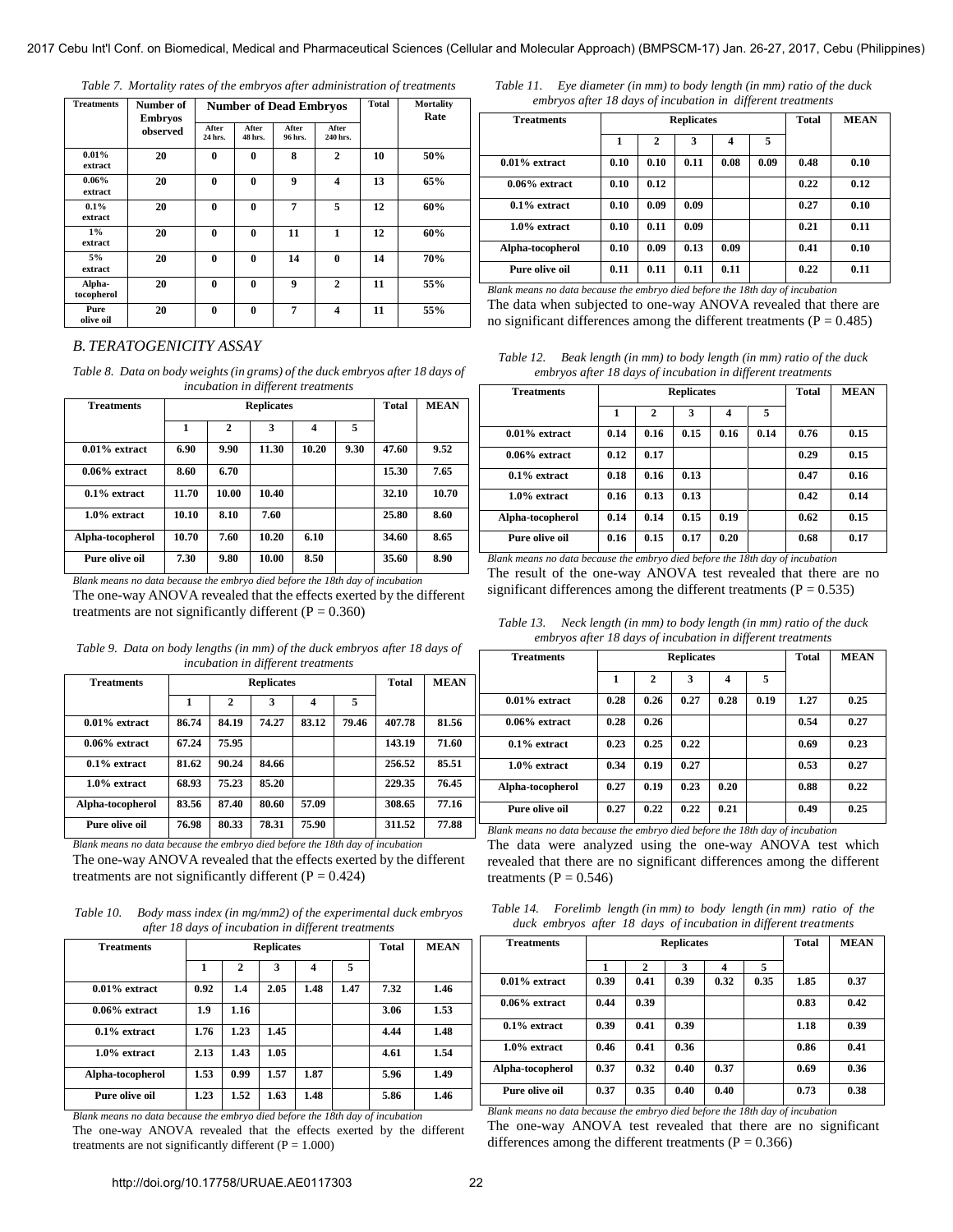*Table 7. Mortality rates of the embryos after administration of treatments*

| Treatments | Number of Embryos observed | Number of Dead Embryos | | | | Total | Mortality Rate |
|---|---|---|---|---|---|---|---|
| | | After 24 hrs. | After 48 hrs. | After 96 hrs. | After 240 hrs. | | |
| 0.01% extract | 20 | 0 | 0 | 8 | 2 | 10 | 50% |
| 0.06% extract | 20 | 0 | 0 | 9 | 4 | 13 | 65% |
| 0.1% extract | 20 | 0 | 0 | 7 | 5 | 12 | 60% |
| 1% extract | 20 | 0 | 0 | 11 | 1 | 12 | 60% |
| 5% extract | 20 | 0 | 0 | 14 | 0 | 14 | 70% |
| Alpha-tocopherol | 20 | 0 | 0 | 9 | 2 | 11 | 55% |
| Pure olive oil | 20 | 0 | 0 | 7 | 4 | 11 | 55% |

### *B. TERATOGENICITY ASSAY*

*Table 8. Data on body weights (in grams) of the duck embryos after 18 days of incubation in different treatments*

| Treatments | Replicates | | | | | Total | MEAN |
|---|---|---|---|---|---|---|---|
| | 1 | 2 | 3 | 4 | 5 | | |
| 0.01% extract | 6.90 | 9.90 | 11.30 | 10.20 | 9.30 | 47.60 | 9.52 |
| 0.06% extract | 8.60 | 6.70 | | | | 15.30 | 7.65 |
| 0.1% extract | 11.70 | 10.00 | 10.40 | | | 32.10 | 10.70 |
| 1.0% extract | 10.10 | 8.10 | 7.60 | | | 25.80 | 8.60 |
| Alpha-tocopherol | 10.70 | 7.60 | 10.20 | 6.10 | | 34.60 | 8.65 |
| Pure olive oil | 7.30 | 9.80 | 10.00 | 8.50 | | 35.60 | 8.90 |

*Blank means no data because the embryo died before the 18th day of incubation*

The one-way ANOVA revealed that the effects exerted by the different treatments are not significantly different ($P = 0.360$)

*Table 9. Data on body lengths (in mm) of the duck embryos after 18 days of incubation in different treatments*

| Treatments | Replicates | | | | | Total | MEAN |
|---|---|---|---|---|---|---|---|
| | 1 | 2 | 3 | 4 | 5 | | |
| 0.01% extract | 86.74 | 84.19 | 74.27 | 83.12 | 79.46 | 407.78 | 81.56 |
| 0.06% extract | 67.24 | 75.95 | | | | 143.19 | 71.60 |
| 0.1% extract | 81.62 | 90.24 | 84.66 | | | 256.52 | 85.51 |
| 1.0% extract | 68.93 | 75.23 | 85.20 | | | 229.35 | 76.45 |
| Alpha-tocopherol | 83.56 | 87.40 | 80.60 | 57.09 | | 308.65 | 77.16 |
| Pure olive oil | 76.98 | 80.33 | 78.31 | 75.90 | | 311.52 | 77.88 |

*Blank means no data because the embryo died before the 18th day of incubation*

The one-way ANOVA revealed that the effects exerted by the different treatments are not significantly different ($P = 0.424$)

*Table 10. Body mass index (in mg/mm2) of the experimental duck embryos after 18 days of incubation in different treatments*

| Treatments | Replicates | | | | | Total | MEAN |
|---|---|---|---|---|---|---|---|
| | 1 | 2 | 3 | 4 | 5 | | |
| 0.01% extract | 0.92 | 1.4 | 2.05 | 1.48 | 1.47 | 7.32 | 1.46 |
| 0.06% extract | 1.9 | 1.16 | | | | 3.06 | 1.53 |
| 0.1% extract | 1.76 | 1.23 | 1.45 | | | 4.44 | 1.48 |
| 1.0% extract | 2.13 | 1.43 | 1.05 | | | 4.61 | 1.54 |
| Alpha-tocopherol | 1.53 | 0.99 | 1.57 | 1.87 | | 5.96 | 1.49 |
| Pure olive oil | 1.23 | 1.52 | 1.63 | 1.48 | | 5.86 | 1.46 |

*Blank means no data because the embryo died before the 18th day of incubation*

The one-way ANOVA revealed that the effects exerted by the different treatments are not significantly different ($P = 1.000$)

*Table 11. Eye diameter (in mm) to body length (in mm) ratio of the duck embryos after 18 days of incubation in different treatments*

| Treatments | Replicates | | | | | Total | MEAN |
|---|---|---|---|---|---|---|---|
| | 1 | 2 | 3 | 4 | 5 | | |
| 0.01% extract | 0.10 | 0.10 | 0.11 | 0.08 | 0.09 | 0.48 | 0.10 |
| 0.06% extract | 0.10 | 0.12 | | | | 0.22 | 0.12 |
| 0.1% extract | 0.10 | 0.09 | 0.09 | | | 0.27 | 0.10 |
| 1.0% extract | 0.10 | 0.11 | 0.09 | | | 0.21 | 0.11 |
| Alpha-tocopherol | 0.10 | 0.09 | 0.13 | 0.09 | | 0.41 | 0.10 |
| Pure olive oil | 0.11 | 0.11 | 0.11 | 0.11 | | 0.22 | 0.11 |

*Blank means no data because the embryo died before the 18th day of incubation*

The data when subjected to one-way ANOVA revealed that there are no significant differences among the different treatments ($P = 0.485$)

*Table 12. Beak length (in mm) to body length (in mm) ratio of the duck embryos after 18 days of incubation in different treatments*

| Treatments | Replicates | | | | | Total | MEAN |
|---|---|---|---|---|---|---|---|
| | 1 | 2 | 3 | 4 | 5 | | |
| 0.01% extract | 0.14 | 0.16 | 0.15 | 0.16 | 0.14 | 0.76 | 0.15 |
| 0.06% extract | 0.12 | 0.17 | | | | 0.29 | 0.15 |
| 0.1% extract | 0.18 | 0.16 | 0.13 | | | 0.47 | 0.16 |
| 1.0% extract | 0.16 | 0.13 | 0.13 | | | 0.42 | 0.14 |
| Alpha-tocopherol | 0.14 | 0.14 | 0.15 | 0.19 | | 0.62 | 0.15 |
| Pure olive oil | 0.16 | 0.15 | 0.17 | 0.20 | | 0.68 | 0.17 |

*Blank means no data because the embryo died before the 18th day of incubation*

The result of the one-way ANOVA test revealed that there are no significant differences among the different treatments ($P = 0.535$)

*Table 13. Neck length (in mm) to body length (in mm) ratio of the duck embryos after 18 days of incubation in different treatments*

| Treatments | Replicates | | | | | Total | MEAN |
|---|---|---|---|---|---|---|---|
| | 1 | 2 | 3 | 4 | 5 | | |
| 0.01% extract | 0.28 | 0.26 | 0.27 | 0.28 | 0.19 | 1.27 | 0.25 |
| 0.06% extract | 0.28 | 0.26 | | | | 0.54 | 0.27 |
| 0.1% extract | 0.23 | 0.25 | 0.22 | | | 0.69 | 0.23 |
| 1.0% extract | 0.34 | 0.19 | 0.27 | | | 0.53 | 0.27 |
| Alpha-tocopherol | 0.27 | 0.19 | 0.23 | 0.20 | | 0.88 | 0.22 |
| Pure olive oil | 0.27 | 0.22 | 0.22 | 0.21 | | 0.49 | 0.25 |

*Blank means no data because the embryo died before the 18th day of incubation*

The data were analyzed using the one-way ANOVA test which revealed that there are no significant differences among the different treatments ($P = 0.546$)

*Table 14. Forelimb length (in mm) to body length (in mm) ratio of the duck embryos after 18 days of incubation in different treatments*

| Treatments | Replicates | | | | | Total | MEAN |
|---|---|---|---|---|---|---|---|
| | 1 | 2 | 3 | 4 | 5 | | |
| 0.01% extract | 0.39 | 0.41 | 0.39 | 0.32 | 0.35 | 1.85 | 0.37 |
| 0.06% extract | 0.44 | 0.39 | | | | 0.83 | 0.42 |
| 0.1% extract | 0.39 | 0.41 | 0.39 | | | 1.18 | 0.39 |
| 1.0% extract | 0.46 | 0.41 | 0.36 | | | 0.86 | 0.41 |
| Alpha-tocopherol | 0.37 | 0.32 | 0.40 | 0.37 | | 0.69 | 0.36 |
| Pure olive oil | 0.37 | 0.35 | 0.40 | 0.40 | | 0.73 | 0.38 |

*Blank means no data because the embryo died before the 18th day of incubation*

The one-way ANOVA test revealed that there are no significant differences among the different treatments ($P = 0.366$)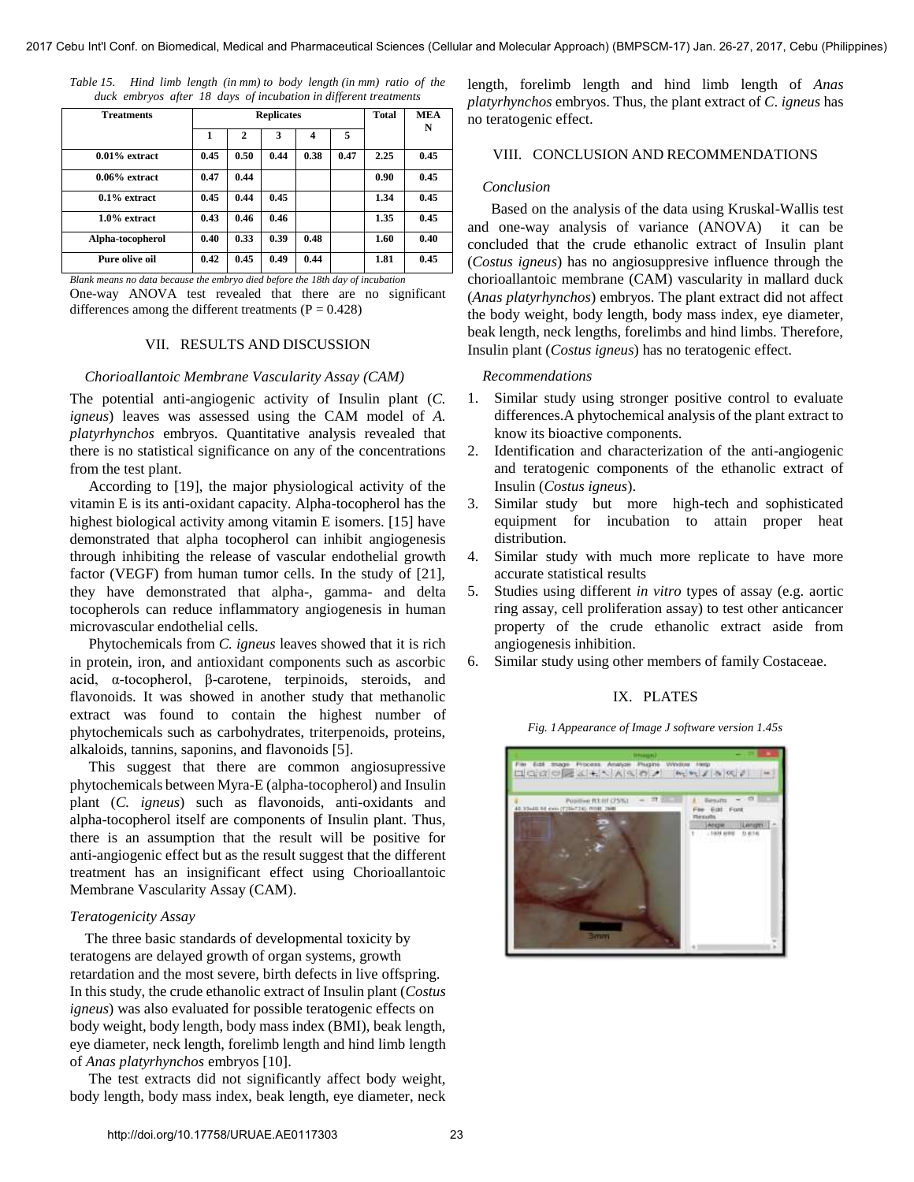*Table 15. Hind limb length (in mm) to body length (in mm) ratio of the duck embryos after 18 days of incubation in different treatments*

| Treatments | Replicates | | | | | Total | MEAN |
|---|---|---|---|---|---|---|---|
| | 1 | 2 | 3 | 4 | 5 | | |
| 0.01% extract | 0.45 | 0.50 | 0.44 | 0.38 | 0.47 | 2.25 | 0.45 |
| 0.06% extract | 0.47 | 0.44 | | | | 0.90 | 0.45 |
| 0.1% extract | 0.45 | 0.44 | 0.45 | | | 1.34 | 0.45 |
| 1.0% extract | 0.43 | 0.46 | 0.46 | | | 1.35 | 0.45 |
| Alpha-tocopherol | 0.40 | 0.33 | 0.39 | 0.48 | | 1.60 | 0.40 |
| Pure olive oil | 0.42 | 0.45 | 0.49 | 0.44 | | 1.81 | 0.45 |

*Blank means no data because the embryo died before the 18th day of incubation*

One-way ANOVA test revealed that there are no significant differences among the different treatments ($P = 0.428$)

## VII. Results and Discussion

### *Chorioallantoic Membrane Vascularity Assay (CAM)*

The potential anti-angiogenic activity of Insulin plant (*C. igneus*) leaves was assessed using the CAM model of *A. platyrhynchos* embryos. Quantitative analysis revealed that there is no statistical significance on any of the concentrations from the test plant.

According to [19], the major physiological activity of the vitamin E is its anti-oxidant capacity. Alpha-tocopherol has the highest biological activity among vitamin E isomers. [15] have demonstrated that alpha tocopherol can inhibit angiogenesis through inhibiting the release of vascular endothelial growth factor (VEGF) from human tumor cells. In the study of [21], they have demonstrated that alpha-, gamma- and delta tocopherols can reduce inflammatory angiogenesis in human microvascular endothelial cells.

Phytochemicals from *C. igneus* leaves showed that it is rich in protein, iron, and antioxidant components such as ascorbic acid, α-tocopherol, β-carotene, terpinoids, steroids, and flavonoids. It was showed in another study that methanolic extract was found to contain the highest number of phytochemicals such as carbohydrates, triterpenoids, proteins, alkaloids, tannins, saponins, and flavonoids [5].

This suggest that there are common angiosupressive phytochemicals between Myra-E (alpha-tocopherol) and Insulin plant (*C. igneus*) such as flavonoids, anti-oxidants and alpha-tocopherol itself are components of Insulin plant. Thus, there is an assumption that the result will be positive for anti-angiogenic effect but as the result suggest that the different treatment has an insignificant effect using Chorioallantoic Membrane Vascularity Assay (CAM).

### *Teratogenicity Assay*

The three basic standards of developmental toxicity by teratogens are delayed growth of organ systems, growth retardation and the most severe, birth defects in live offspring. In this study, the crude ethanolic extract of Insulin plant (*Costus igneus*) was also evaluated for possible teratogenic effects on body weight, body length, body mass index (BMI), beak length, eye diameter, neck length, forelimb length and hind limb length of *Anas platyrhynchos* embryos [10].

The test extracts did not significantly affect body weight, body length, body mass index, beak length, eye diameter, neck length, forelimb length and hind limb length of *Anas platyrhynchos* embryos. Thus, the plant extract of *C. igneus* has no teratogenic effect.

## VIII. Conclusion and Recommendations

### *Conclusion*

Based on the analysis of the data using Kruskal-Wallis test and one-way analysis of variance (ANOVA) it can be concluded that the crude ethanolic extract of Insulin plant (*Costus igneus*) has no angiosuppresive influence through the chorioallantoic membrane (CAM) vascularity in mallard duck (*Anas platyrhynchos*) embryos. The plant extract did not affect the body weight, body length, body mass index, eye diameter, beak length, neck lengths, forelimbs and hind limbs. Therefore, Insulin plant (*Costus igneus*) has no teratogenic effect.

### *Recommendations*

1. Similar study using stronger positive control to evaluate differences.A phytochemical analysis of the plant extract to know its bioactive components.
2. Identification and characterization of the anti-angiogenic and teratogenic components of the ethanolic extract of Insulin (*Costus igneus*).
3. Similar study but more high-tech and sophisticated equipment for incubation to attain proper heat distribution.
4. Similar study with much more replicate to have more accurate statistical results
5. Studies using different *in vitro* types of assay (e.g. aortic ring assay, cell proliferation assay) to test other anticancer property of the crude ethanolic extract aside from angiogenesis inhibition.
6. Similar study using other members of family Costaceae.

## IX. Plates

*Fig. 1 Appearance of Image J software version 1.45s*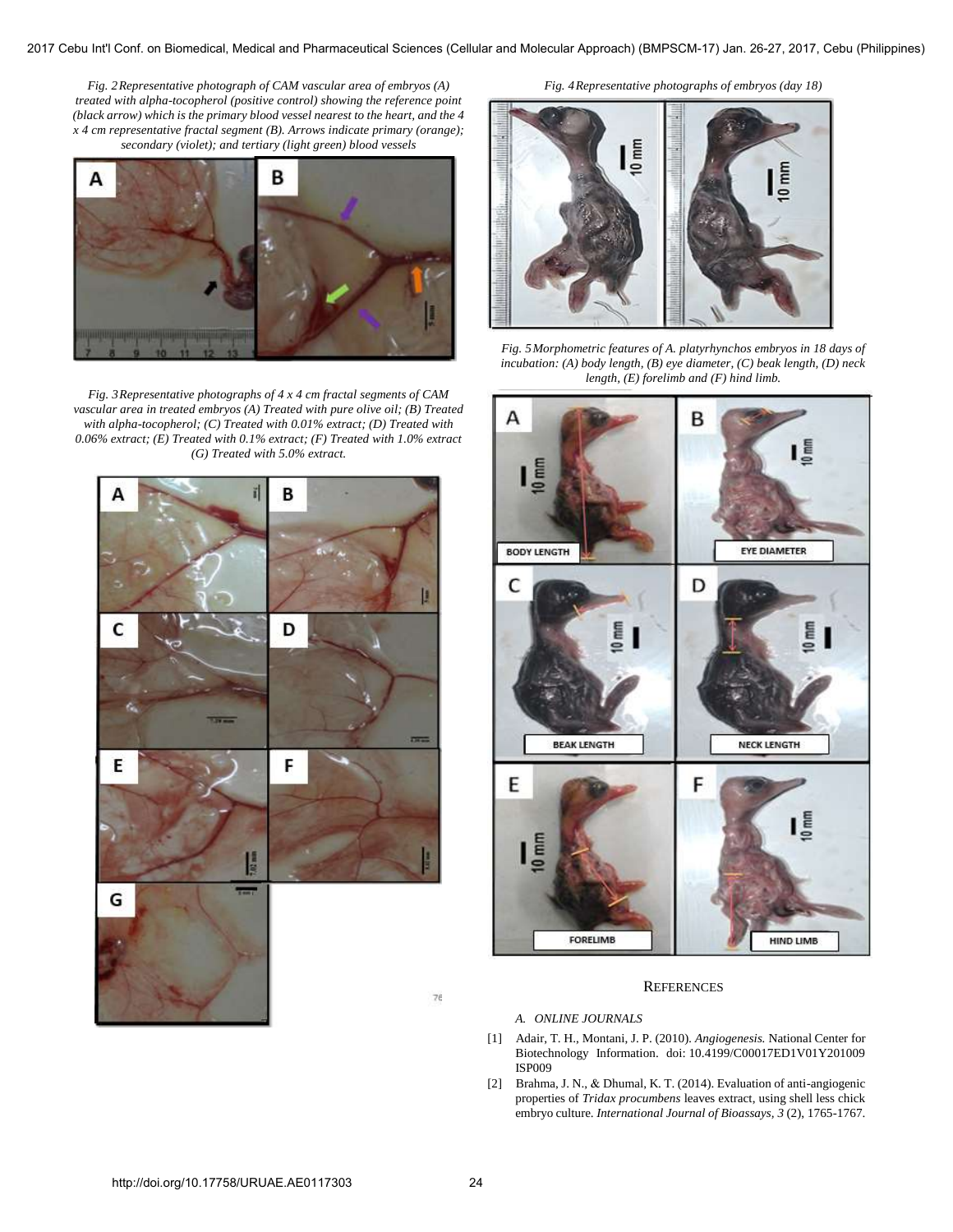*Fig. 2 Representative photograph of CAM vascular area of embryos (A) treated with alpha-tocopherol (positive control) showing the reference point (black arrow) which is the primary blood vessel nearest to the heart, and the 4 x 4 cm representative fractal segment (B). Arrows indicate primary (orange); secondary (violet); and tertiary (light green) blood vessels*

*Fig. 3 Representative photographs of 4 x 4 cm fractal segments of CAM vascular area in treated embryos (A) Treated with pure olive oil; (B) Treated with alpha-tocopherol; (C) Treated with 0.01% extract; (D) Treated with 0.06% extract; (E) Treated with 0.1% extract; (F) Treated with 1.0% extract (G) Treated with 5.0% extract.*

*Fig. 4 Representative photographs of embryos (day 18)*

*Fig. 5 Morphometric features of A. platyrhynchos embryos in 18 days of incubation: (A) body length, (B) eye diameter, (C) beak length, (D) neck length, (E) forelimb and (F) hind limb.*

## References

*A. Online Journals*

[1] Adair, T. H., Montani, J. P. (2010). *Angiogenesis.* National Center for Biotechnology Information. doi: 10.4199/C00017ED1V01Y201009ISP009

[2] Brahma, J. N., & Dhumal, K. T. (2014). Evaluation of anti-angiogenic properties of *Tridax procumbens* leaves extract, using shell less chick embryo culture. *International Journal of Bioassays, 3* (2), 1765-1767.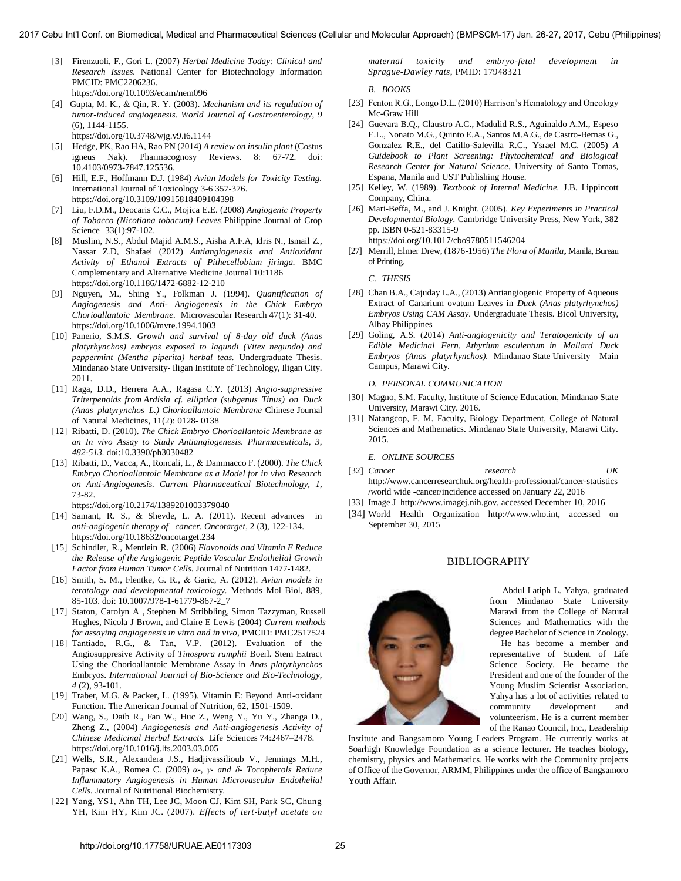[3] Firenzuoli, F., Gori L. (2007) *Herbal Medicine Today: Clinical and Research Issues.* National Center for Biotechnology Information PMCID: PMC2206236. https://doi.org/10.1093/ecam/nem096

[4] Gupta, M. K., & Qin, R. Y. (2003). *Mechanism and its regulation of tumor-induced angiogenesis. World Journal of Gastroenterology, 9* (6), 1144-1155. https://doi.org/10.3748/wjg.v9.i6.1144

[5] Hedge, PK, Rao HA, Rao PN (2014) *A review on insulin plant* (Costus igneus Nak). Pharmacognosy Reviews. 8: 67-72. doi: 10.4103/0973-7847.125536.

[6] Hill, E.F., Hoffmann D.J. (1984) *Avian Models for Toxicity Testing.* International Journal of Toxicology 3-6 357-376. https://doi.org/10.3109/10915818409104398

[7] Liu, F.D.M., Deocaris C.C., Mojica E.E. (2008) *Angiogenic Property of Tobacco (Nicotiana tobacum) Leaves* Philippine Journal of Crop Science 33(1):97-102.

[8] Muslim, N.S., Abdul Majid A.M.S., Aisha A.F.A, Idris N., Ismail Z., Nassar Z.D, Shafaei (2012) *Antiangiogenesis and Antioxidant Activity of Ethanol Extracts of Pithecellobium jiringa.* BMC Complementary and Alternative Medicine Journal 10:1186 https://doi.org/10.1186/1472-6882-12-210

[9] Nguyen, M., Shing Y., Folkman J. (1994). *Quantification of Angiogenesis and Anti- Angiogenesis in the Chick Embryo Chorioallantoic Membrane.* Microvascular Research 47(1): 31-40. https://doi.org/10.1006/mvre.1994.1003

[10] Panerio, S.M.S. *Growth and survival of 8-day old duck (Anas platyrhynchos) embryos exposed to lagundi (Vitex negundo) and peppermint (Mentha piperita) herbal teas.* Undergraduate Thesis. Mindanao State University- Iligan Institute of Technology, Iligan City. 2011.

[11] Raga, D.D., Herrera A.A., Ragasa C.Y. (2013) *Angio-suppressive Triterpenoids from Ardisia cf. elliptica (subgenus Tinus) on Duck (Anas platyrynchos L.) Chorioallantoic Membrane* Chinese Journal of Natural Medicines, 11(2): 0128- 0138

[12] Ribatti, D. (2010). *The Chick Embryo Chorioallantoic Membrane as an In vivo Assay to Study Antiangiogenesis. Pharmaceuticals, 3, 482-513.* doi:10.3390/ph3030482

[13] Ribatti, D., Vacca, A., Roncali, L., & Dammacco F. (2000). *The Chick Embryo Chorioallantoic Membrane as a Model for in vivo Research on Anti-Angiogenesis. Current Pharmaceutical Biotechnology, 1,* 73-82. https://doi.org/10.2174/1389201003379040

[14] Samant, R. S., & Shevde, L. A. (2011). Recent advances in *anti-angiogenic therapy of cancer. Oncotarget*, 2 (3), 122-134. https://doi.org/10.18632/oncotarget.234

[15] Schindler, R., Mentlein R. (2006) *Flavonoids and Vitamin E Reduce the Release of the Angiogenic Peptide Vascular Endothelial Growth Factor from Human Tumor Cells.* Journal of Nutrition 1477-1482.

[16] Smith, S. M., Flentke, G. R., & Garic, A. (2012). *Avian models in teratology and developmental toxicology.* Methods Mol Biol, 889, 85-103. doi: 10.1007/978-1-61779-867-2_7

[17] Staton, Carolyn A , Stephen M Stribbling, Simon Tazzyman, Russell Hughes, Nicola J Brown, and Claire E Lewis (2004) *Current methods for assaying angiogenesis in vitro and in vivo,* PMCID: PMC2517524

[18] Tantiado, R.G., & Tan, V.P. (2012). Evaluation of the Angiosuppresive Activity of *Tinospora rumphii* Boerl. Stem Extract Using the Chorioallantoic Membrane Assay in *Anas platyrhynchos* Embryos. *International Journal of Bio-Science and Bio-Technology, 4* (2), 93-101.

[19] Traber, M.G. & Packer, L. (1995). Vitamin E: Beyond Anti-oxidant Function. The American Journal of Nutrition, 62, 1501-1509.

[20] Wang, S., Daib R., Fan W., Huc Z., Weng Y., Yu Y., Zhanga D., Zheng Z., (2004) *Angiogenesis and Anti-angiogenesis Activity of Chinese Medicinal Herbal Extracts.* Life Sciences 74:2467–2478. https://doi.org/10.1016/j.lfs.2003.03.005

[21] Wells, S.R., Alexandera J.S., Hadjivassilioub V., Jennings M.H., Papasc K.A., Romea C. (2009) *α-, γ- and δ- Tocopherols Reduce Inflammatory Angiogenesis in Human Microvascular Endothelial Cells.* Journal of Nutritional Biochemistry.

[22] Yang, YS1, Ahn TH, Lee JC, Moon CJ, Kim SH, Park SC, Chung YH, Kim HY, Kim JC. (2007). *Effects of tert-butyl acetate on maternal toxicity and embryo-fetal development in Sprague-Dawley rats*, PMID: 17948321

*B. BOOKS*

[23] Fenton R.G., Longo D.L. (2010) Harrison's Hematology and Oncology Mc-Graw Hill

[24] Guevara B.Q., Claustro A.C., Madulid R.S., Aguinaldo A.M., Espeso E.L., Nonato M.G., Quinto E.A., Santos M.A.G., de Castro-Bernas G., Gonzalez R.E., del Catillo-Salevilla R.C., Ysrael M.C. (2005) *A Guidebook to Plant Screening: Phytochemical and Biological Research Center for Natural Science.* University of Santo Tomas, Espana, Manila and UST Publishing House.

[25] Kelley, W. (1989). *Textbook of Internal Medicine.* J.B. Lippincott Company, China.

[26] Mari-Beffa, M., and J. Knight. (2005). *Key Experiments in Practical Developmental Biology.* Cambridge University Press, New York, 382 pp. ISBN 0-521-83315-9 https://doi.org/10.1017/cbo9780511546204

[27] Merrill, Elmer Drew, (1876-1956) *The Flora of Manila***,** Manila, Bureau of Printing.

*C. THESIS*

[28] Chan B.A., Cajuday L.A., (2013) Antiangiogenic Property of Aqueous Extract of Canarium ovatum Leaves in *Duck (Anas platyrhynchos) Embryos Using CAM Assay*. Undergraduate Thesis. Bicol University, Albay Philippines

[29] Goling, A.S. (2014) *Anti-angiogenicity and Teratogenicity of an Edible Medicinal Fern, Athyrium esculentum in Mallard Duck Embryos (Anas platyrhynchos).* Mindanao State University – Main Campus, Marawi City.

*D. PERSONAL COMMUNICATION*

[30] Magno, S.M. Faculty, Institute of Science Education, Mindanao State University, Marawi City. 2016.

[31] Natangcop, F. M. Faculty, Biology Department, College of Natural Sciences and Mathematics. Mindanao State University, Marawi City. 2015.

*E. ONLINE SOURCES*

[32] *Cancer research UK* http://www.cancerresearchuk.org/health-professional/cancer-statistics /world wide -cancer/incidence accessed on January 22, 2016

[33] Image J http://www.imagej.nih.gov, accessed December 10, 2016

[34] World Health Organization http://www.who.int, accessed on September 30, 2015

## BIBLIOGRAPHY

Abdul Latiph L. Yahya, graduated from Mindanao State University Marawi from the College of Natural Sciences and Mathematics with the degree Bachelor of Science in Zoology.

He has become a member and representative of Student of Life Science Society. He became the President and one of the founder of the Young Muslim Scientist Association. Yahya has a lot of activities related to community development and volunteerism. He is a current member of the Ranao Council, Inc., Leadership Institute and Bangsamoro Young Leaders Program. He currently works at Soarhigh Knowledge Foundation as a science lecturer. He teaches biology, chemistry, physics and Mathematics. He works with the Community projects of Office of the Governor, ARMM, Philippines under the office of Bangsamoro Youth Affair.